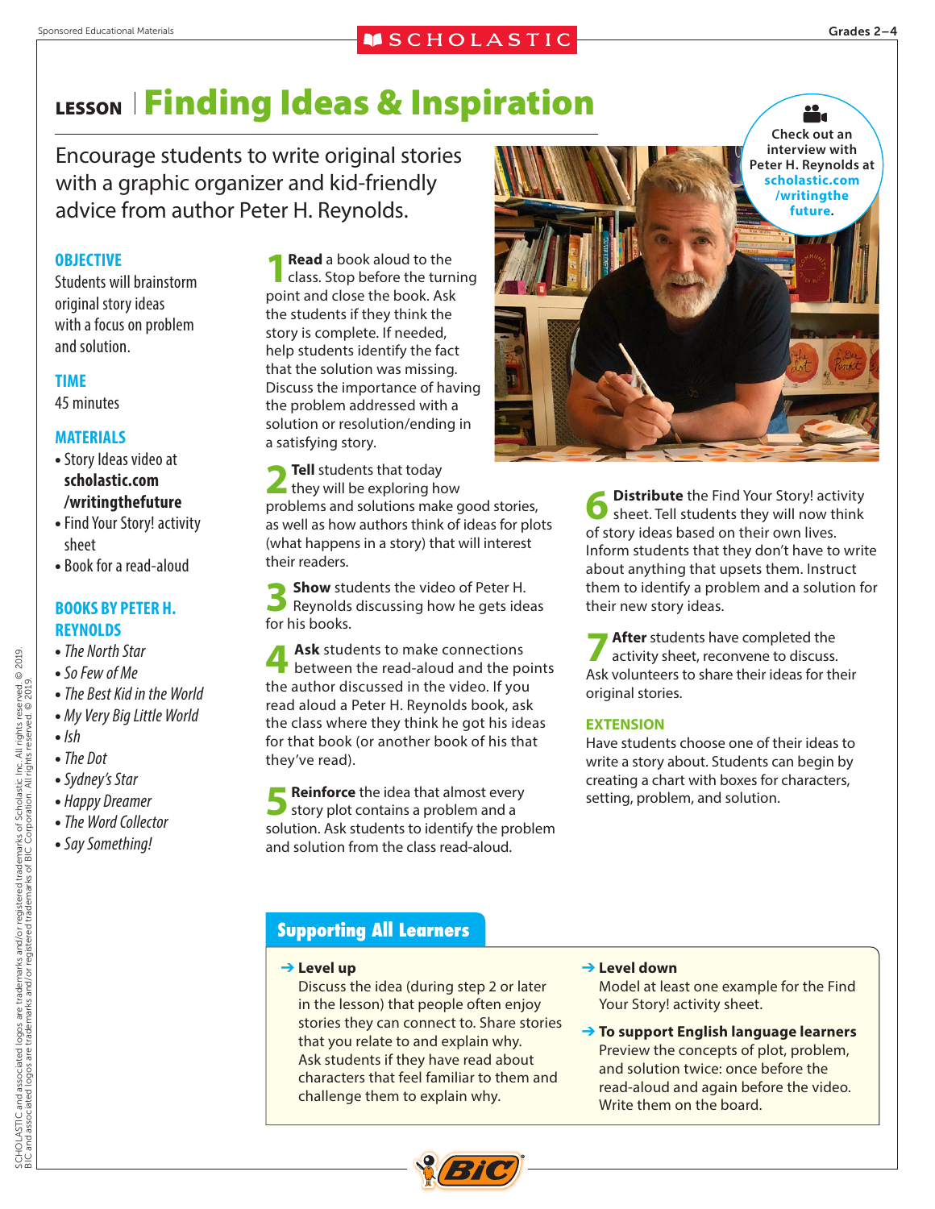Sponsored Educational Materials

Grades 2–4

# LESSON | Finding Ideas & Inspiration

Encourage students to write original stories with a graphic organizer and kid-friendly advice from author Peter H. Reynolds.

Check out an interview with Peter H. Reynolds at **scholastic.com/writingthefuture**.

### OBJECTIVE

Students will brainstorm original story ideas with a focus on problem and solution.

### TIME

45 minutes

### MATERIALS

- Story Ideas video at **scholastic.com/writingthefuture**
- Find Your Story! activity sheet
- Book for a read-aloud

### BOOKS BY PETER H. REYNOLDS

- *The North Star*
- *So Few of Me*
- *The Best Kid in the World*
- *My Very Big Little World*
- *Ish*
- *The Dot*
- *Sydney's Star*
- *Happy Dreamer*
- *The Word Collector*
- *Say Something!*

**1 Read** a book aloud to the class. Stop before the turning point and close the book. Ask the students if they think the story is complete. If needed, help students identify the fact that the solution was missing. Discuss the importance of having the problem addressed with a solution or resolution/ending in a satisfying story.

**2 Tell** students that today they will be exploring how problems and solutions make good stories, as well as how authors think of ideas for plots (what happens in a story) that will interest their readers.

**3 Show** students the video of Peter H. Reynolds discussing how he gets ideas for his books.

**4 Ask** students to make connections between the read-aloud and the points the author discussed in the video. If you read aloud a Peter H. Reynolds book, ask the class where they think he got his ideas for that book (or another book of his that they've read).

**5 Reinforce** the idea that almost every story plot contains a problem and a solution. Ask students to identify the problem and solution from the class read-aloud.

**6 Distribute** the Find Your Story! activity sheet. Tell students they will now think of story ideas based on their own lives. Inform students that they don't have to write about anything that upsets them. Instruct them to identify a problem and a solution for their new story ideas.

**7 After** students have completed the activity sheet, reconvene to discuss. Ask volunteers to share their ideas for their original stories.

### EXTENSION

Have students choose one of their ideas to write a story about. Students can begin by creating a chart with boxes for characters, setting, problem, and solution.

## Supporting All Learners

→ **Level up**
Discuss the idea (during step 2 or later in the lesson) that people often enjoy stories they can connect to. Share stories that you relate to and explain why. Ask students if they have read about characters that feel familiar to them and challenge them to explain why.

→ **Level down**
Model at least one example for the Find Your Story! activity sheet.

→ **To support English language learners**
Preview the concepts of plot, problem, and solution twice: once before the read-aloud and again before the video. Write them on the board.

SCHOLASTIC and associated logos are trademarks and/or registered trademarks of Scholastic Inc. All rights reserved. © 2019. BIC and associated logos are trademarks and/or registered trademarks of BIC Corporation. All rights reserved. © 2019.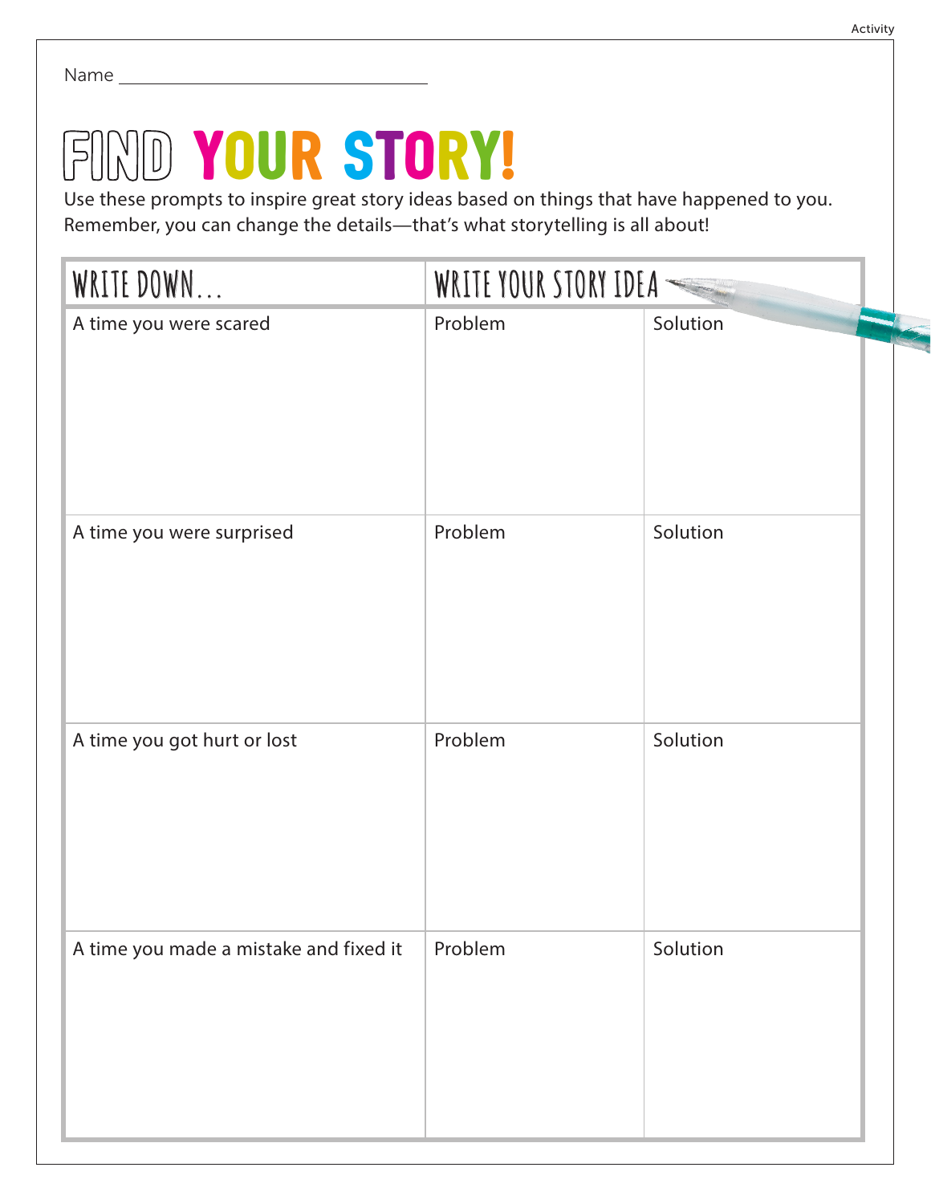Name ________________________________

# FIND YOUR STORY!

Use these prompts to inspire great story ideas based on things that have happened to you. Remember, you can change the details—that's what storytelling is all about!

| WRITE DOWN... | WRITE YOUR STORY IDEA | |
|---|---|---|
| A time you were scared | Problem | Solution |
| A time you were surprised | Problem | Solution |
| A time you got hurt or lost | Problem | Solution |
| A time you made a mistake and fixed it | Problem | Solution |